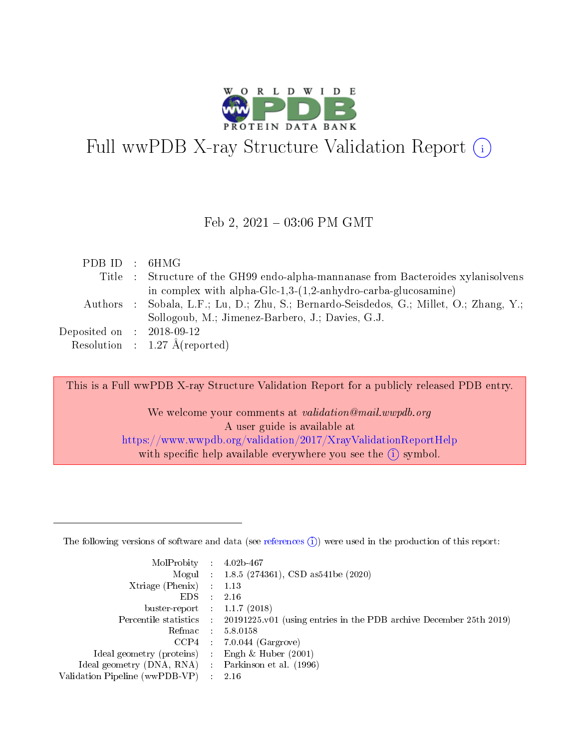# Full wwPDB X-ray Structure Validation Report

Feb 2, 2021 – 03:06 PM GMT

| | | |
|---|---|---|
| PDB ID | : | 6HMG |
| Title | : | Structure of the GH99 endo-alpha-mannanase from Bacteroides xylanisolvens in complex with alpha-Glc-1,3-(1,2-anhydro-carba-glucosamine) |
| Authors | : | Sobala, L.F.; Lu, D.; Zhu, S.; Bernardo-Seisdedos, G.; Millet, O.; Zhang, Y.; Sollogoub, M.; Jimenez-Barbero, J.; Davies, G.J. |
| Deposited on | : | 2018-09-12 |
| Resolution | : | 1.27 Å(reported) |

This is a Full wwPDB X-ray Structure Validation Report for a publicly released PDB entry.

We welcome your comments at *validation@mail.wwpdb.org*
A user guide is available at
https://www.wwpdb.org/validation/2017/XrayValidationReportHelp
with specific help available everywhere you see the (i) symbol.

---

The following versions of software and data (see references (i)) were used in the production of this report:

| | | |
|---|---|---|
| MolProbity | : | 4.02b-467 |
| Mogul | : | 1.8.5 (274361), CSD as541be (2020) |
| Xtriage (Phenix) | : | 1.13 |
| EDS | : | 2.16 |
| buster-report | : | 1.1.7 (2018) |
| Percentile statistics | : | 20191225.v01 (using entries in the PDB archive December 25th 2019) |
| Refmac | : | 5.8.0158 |
| CCP4 | : | 7.0.044 (Gargrove) |
| Ideal geometry (proteins) | : | Engh & Huber (2001) |
| Ideal geometry (DNA, RNA) | : | Parkinson et al. (1996) |
| Validation Pipeline (wwPDB-VP) | : | 2.16 |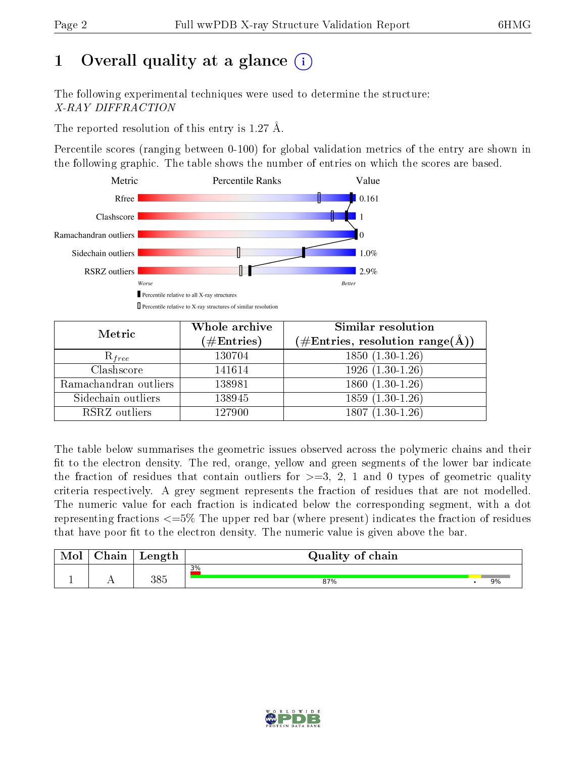# 1 Overall quality at a glance (i)

The following experimental techniques were used to determine the structure:
*X-RAY DIFFRACTION*

The reported resolution of this entry is 1.27 Å.

Percentile scores (ranging between 0-100) for global validation metrics of the entry are shown in the following graphic. The table shows the number of entries on which the scores are based.

| Metric | Percentile Ranks | Value |
|---|---|---|
| Rfree | | 0.161 |
| Clashscore | | 1 |
| Ramachandran outliers | | 0 |
| Sidechain outliers | | 1.0% |
| RSRZ outliers | | 2.9% |

Worse — Better

▮ Percentile relative to all X-ray structures

▯ Percentile relative to X-ray structures of similar resolution

| Metric | Whole archive (#Entries) | Similar resolution (#Entries, resolution range(Å)) |
|---|---|---|
| $R_{free}$ | 130704 | 1850 (1.30-1.26) |
| Clashscore | 141614 | 1926 (1.30-1.26) |
| Ramachandran outliers | 138981 | 1860 (1.30-1.26) |
| Sidechain outliers | 138945 | 1859 (1.30-1.26) |
| RSRZ outliers | 127900 | 1807 (1.30-1.26) |

The table below summarises the geometric issues observed across the polymeric chains and their fit to the electron density. The red, orange, yellow and green segments of the lower bar indicate the fraction of residues that contain outliers for >=3, 2, 1 and 0 types of geometric quality criteria respectively. A grey segment represents the fraction of residues that are not modelled. The numeric value for each fraction is indicated below the corresponding segment, with a dot representing fractions <=5% The upper red bar (where present) indicates the fraction of residues that have poor fit to the electron density. The numeric value is given above the bar.

| Mol | Chain | Length | Quality of chain |
|---|---|---|---|
| 1 | A | 385 | 3% (upper red); 87% green, • yellow, 9% grey |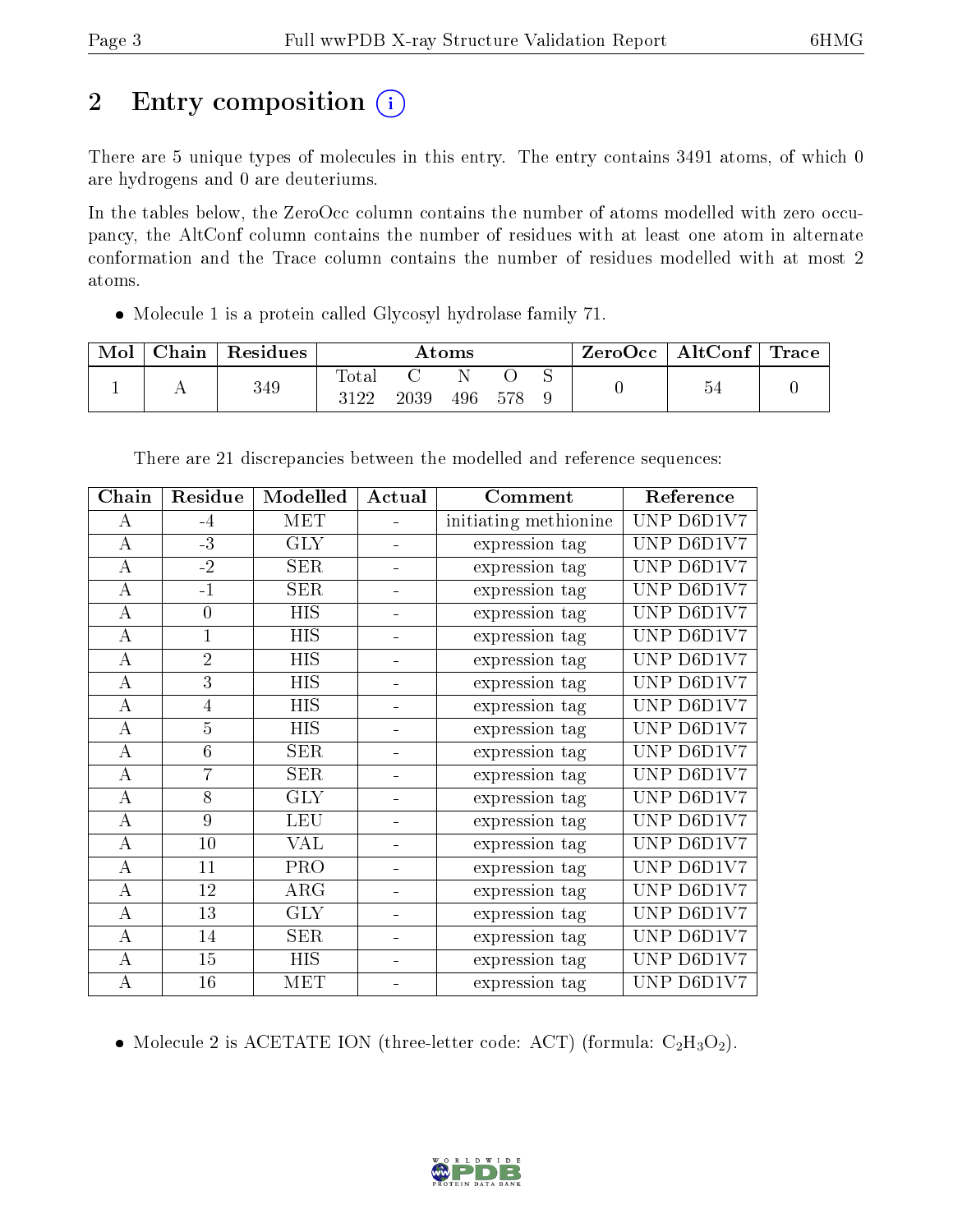# 2 Entry composition (i)

There are 5 unique types of molecules in this entry. The entry contains 3491 atoms, of which 0 are hydrogens and 0 are deuteriums.

In the tables below, the ZeroOcc column contains the number of atoms modelled with zero occupancy, the AltConf column contains the number of residues with at least one atom in alternate conformation and the Trace column contains the number of residues modelled with at most 2 atoms.

- Molecule 1 is a protein called Glycosyl hydrolase family 71.

| Mol | Chain | Residues | Atoms | | | | | ZeroOcc | AltConf | Trace |
|---|---|---|---|---|---|---|---|---|---|---|
| 1 | A | 349 | Total<br>3122 | C<br>2039 | N<br>496 | O<br>578 | S<br>9 | 0 | 54 | 0 |

There are 21 discrepancies between the modelled and reference sequences:

| Chain | Residue | Modelled | Actual | Comment | Reference |
|---|---|---|---|---|---|
| A | -4 | MET | - | initiating methionine | UNP D6D1V7 |
| A | -3 | GLY | - | expression tag | UNP D6D1V7 |
| A | -2 | SER | - | expression tag | UNP D6D1V7 |
| A | -1 | SER | - | expression tag | UNP D6D1V7 |
| A | 0 | HIS | - | expression tag | UNP D6D1V7 |
| A | 1 | HIS | - | expression tag | UNP D6D1V7 |
| A | 2 | HIS | - | expression tag | UNP D6D1V7 |
| A | 3 | HIS | - | expression tag | UNP D6D1V7 |
| A | 4 | HIS | - | expression tag | UNP D6D1V7 |
| A | 5 | HIS | - | expression tag | UNP D6D1V7 |
| A | 6 | SER | - | expression tag | UNP D6D1V7 |
| A | 7 | SER | - | expression tag | UNP D6D1V7 |
| A | 8 | GLY | - | expression tag | UNP D6D1V7 |
| A | 9 | LEU | - | expression tag | UNP D6D1V7 |
| A | 10 | VAL | - | expression tag | UNP D6D1V7 |
| A | 11 | PRO | - | expression tag | UNP D6D1V7 |
| A | 12 | ARG | - | expression tag | UNP D6D1V7 |
| A | 13 | GLY | - | expression tag | UNP D6D1V7 |
| A | 14 | SER | - | expression tag | UNP D6D1V7 |
| A | 15 | HIS | - | expression tag | UNP D6D1V7 |
| A | 16 | MET | - | expression tag | UNP D6D1V7 |

- Molecule 2 is ACETATE ION (three-letter code: ACT) (formula: $C_2H_3O_2$).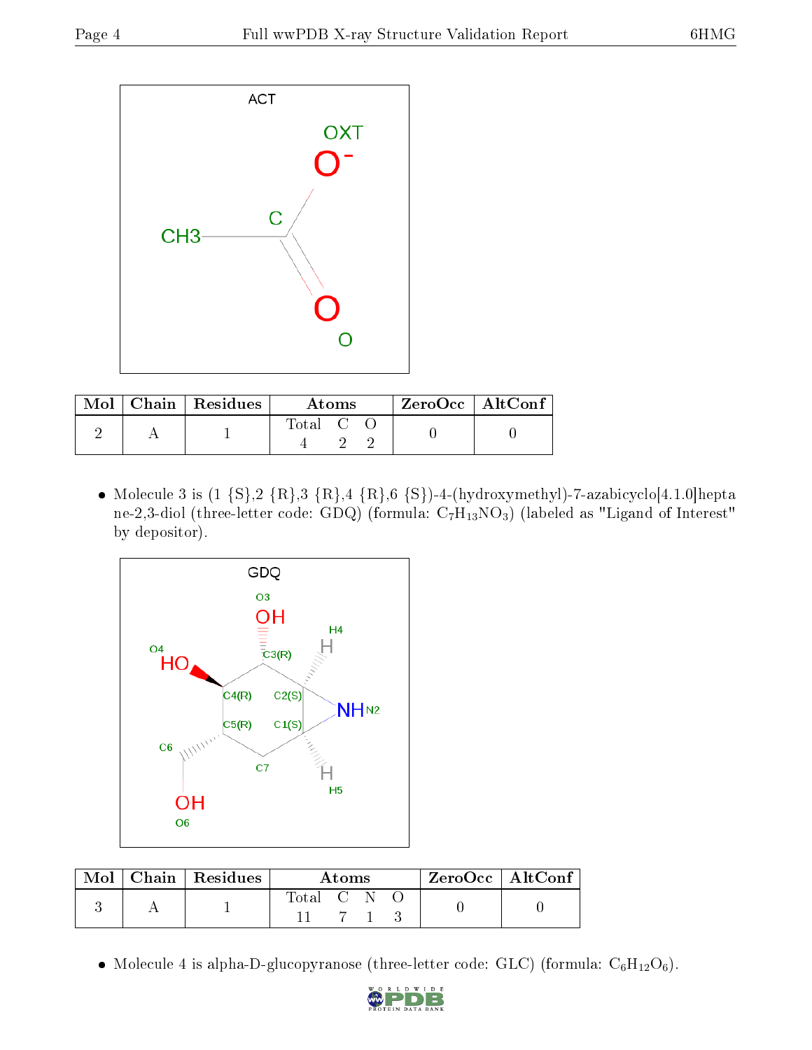| Mol | Chain | Residues | Atoms | | | ZeroOcc | AltConf |
|---|---|---|---|---|---|---|---|
| | | | Total | C | O | | |
| 2 | A | 1 | 4 | 2 | 2 | 0 | 0 |

- Molecule 3 is (1 {S},2 {R},3 {R},4 {R},6 {S})-4-(hydroxymethyl)-7-azabicyclo[4.1.0]heptane-2,3-diol (three-letter code: GDQ) (formula: $C_7H_{13}NO_3$) (labeled as "Ligand of Interest" by depositor).

| Mol | Chain | Residues | Atoms | | | | ZeroOcc | AltConf |
|---|---|---|---|---|---|---|---|---|
| | | | Total | C | N | O | | |
| 3 | A | 1 | 11 | 7 | 1 | 3 | 0 | 0 |

- Molecule 4 is alpha-D-glucopyranose (three-letter code: GLC) (formula: $C_6H_{12}O_6$).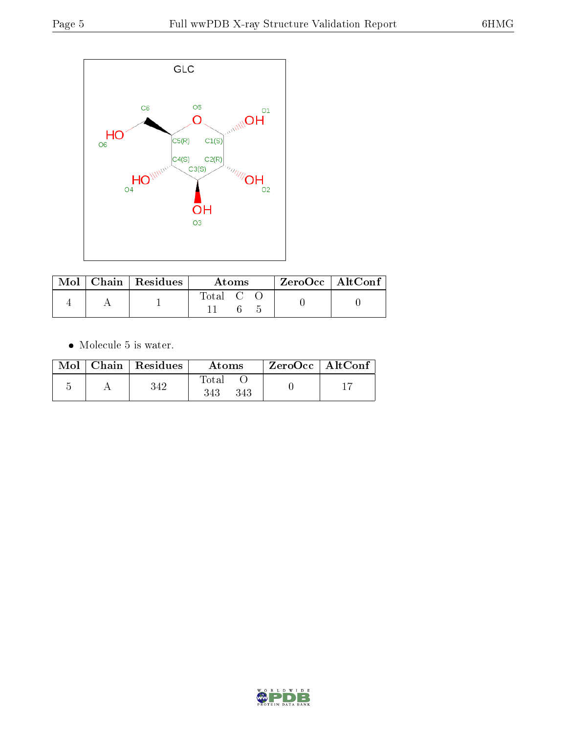GLC

| Mol | Chain | Residues | Atoms | | | ZeroOcc | AltConf |
|---|---|---|---|---|---|---|---|
| | | | Total | C | O | | |
| 4 | A | 1 | 11 | 6 | 5 | 0 | 0 |

- Molecule 5 is water.

| Mol | Chain | Residues | Atoms | | ZeroOcc | AltConf |
|---|---|---|---|---|---|---|
| | | | Total | O | | |
| 5 | A | 342 | 343 | 343 | 0 | 17 |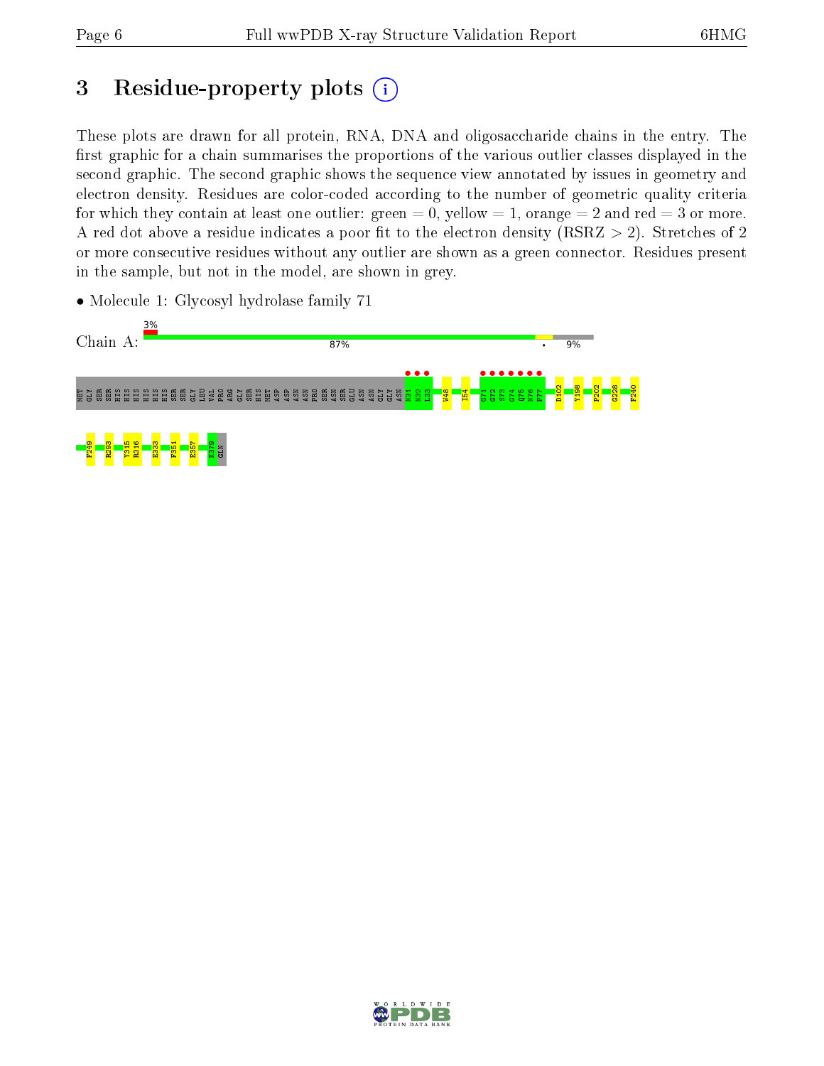# 3 Residue-property plots

These plots are drawn for all protein, RNA, DNA and oligosaccharide chains in the entry. The first graphic for a chain summarises the proportions of the various outlier classes displayed in the second graphic. The second graphic shows the sequence view annotated by issues in geometry and electron density. Residues are color-coded according to the number of geometric quality criteria for which they contain at least one outlier: green = 0, yellow = 1, orange = 2 and red = 3 or more. A red dot above a residue indicates a poor fit to the electron density (RSRZ > 2). Stretches of 2 or more consecutive residues without any outlier are shown as a green connector. Residues present in the sample, but not in the model, are shown in grey.

- Molecule 1: Glycosyl hydrolase family 71

Chain A: 3% | 87% | • | 9%

MET GLY SER SER HIS HIS HIS HIS HIS HIS SER SER GLY LEU VAL PRO ARG GLY SER HIS MET ASP ASP ASN ASN PRO SER ASN SER GLU ASN ASN GLY GLY ASN N31 N32 L33 W48 I54 G71 G72 S73 G74 Q75 N76 P77 D102 Y198 P202 G228 F240 F249 R293 Y315 R316 E333 F351 E357 K379 GLN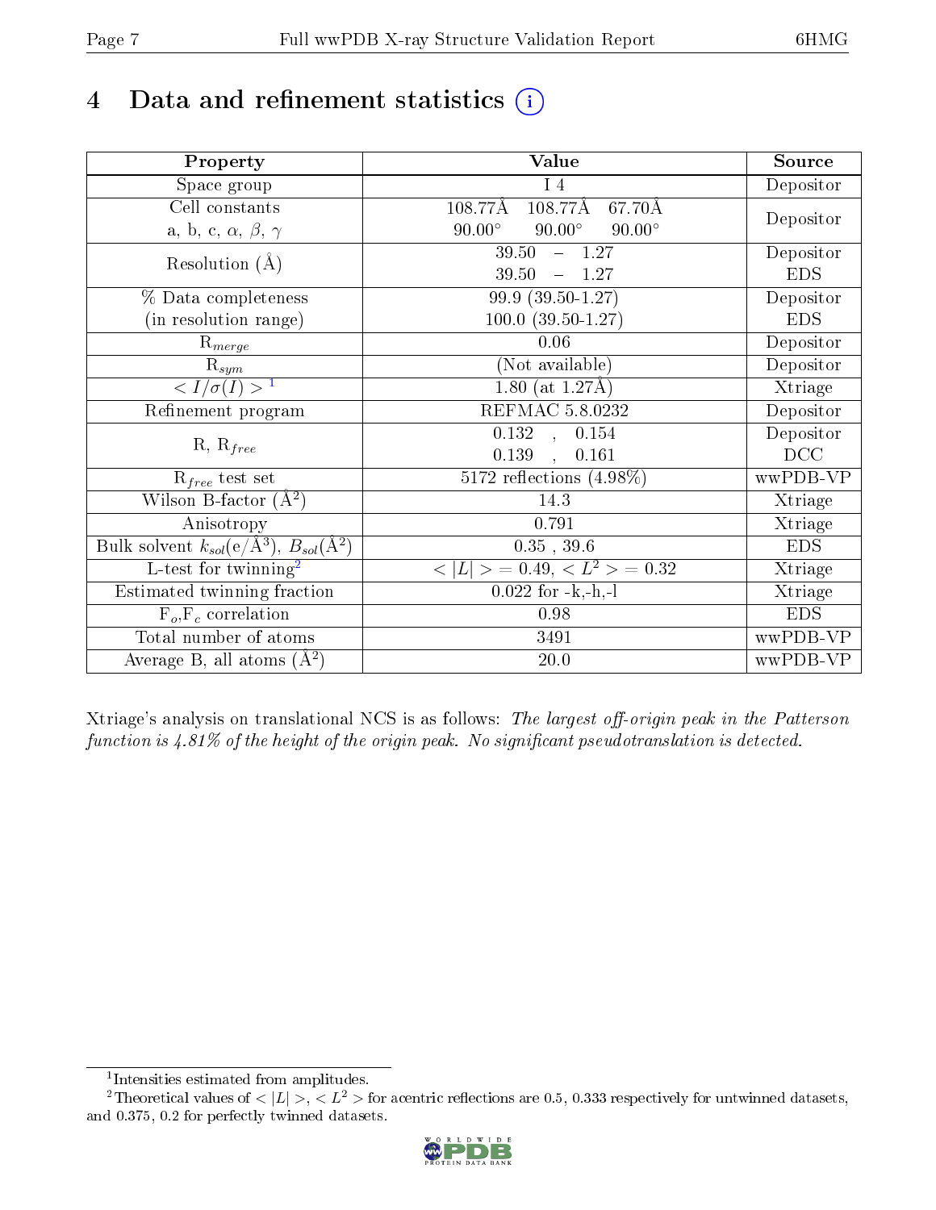# 4 Data and refinement statistics (i)

| Property | Value | Source |
|---|---|---|
| Space group | I 4 | Depositor |
| Cell constants<br>a, b, c, $\alpha$, $\beta$, $\gamma$ | 108.77Å 108.77Å 67.70Å<br>90.00° 90.00° 90.00° | Depositor |
| Resolution (Å) | 39.50 – 1.27<br>39.50 – 1.27 | Depositor<br>EDS |
| % Data completeness<br>(in resolution range) | 99.9 (39.50-1.27)<br>100.0 (39.50-1.27) | Depositor<br>EDS |
| $R_{merge}$ | 0.06 | Depositor |
| $R_{sym}$ | (Not available) | Depositor |
| $< I/\sigma(I) >$ [1] | 1.80 (at 1.27Å) | Xtriage |
| Refinement program | REFMAC 5.8.0232 | Depositor |
| R, $R_{free}$ | 0.132 , 0.154<br>0.139 , 0.161 | Depositor<br>DCC |
| $R_{free}$ test set | 5172 reflections (4.98%) | wwPDB-VP |
| Wilson B-factor (Å$^2$) | 14.3 | Xtriage |
| Anisotropy | 0.791 | Xtriage |
| Bulk solvent $k_{sol}$(e/Å$^3$), $B_{sol}$(Å$^2$) | 0.35 , 39.6 | EDS |
| L-test for twinning[2] | $< \|L\| >$ = 0.49, $< L^2 >$ = 0.32 | Xtriage |
| Estimated twinning fraction | 0.022 for -k,-h,-l | Xtriage |
| $F_o$,$F_c$ correlation | 0.98 | EDS |
| Total number of atoms | 3491 | wwPDB-VP |
| Average B, all atoms (Å$^2$) | 20.0 | wwPDB-VP |

Xtriage's analysis on translational NCS is as follows: *The largest off-origin peak in the Patterson function is 4.81% of the height of the origin peak. No significant pseudotranslation is detected.*

[1] Intensities estimated from amplitudes.

[2] Theoretical values of $< |L| >$, $< L^2 >$ for acentric reflections are 0.5, 0.333 respectively for untwinned datasets, and 0.375, 0.2 for perfectly twinned datasets.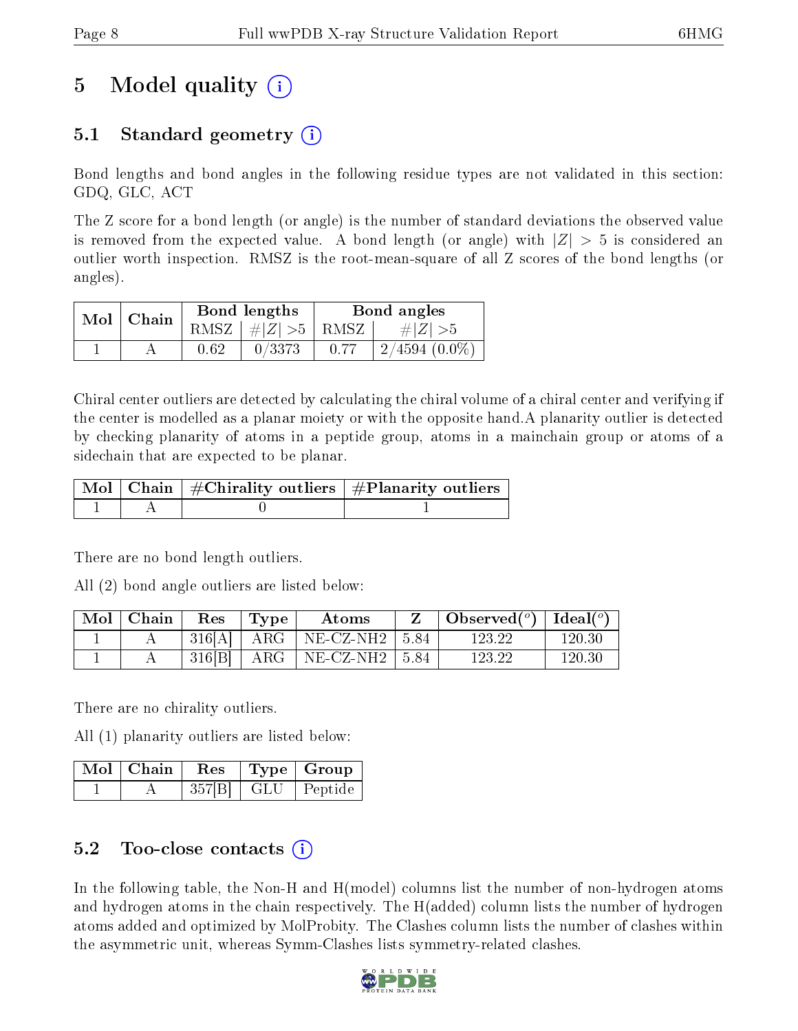# 5 Model quality (i)

## 5.1 Standard geometry (i)

Bond lengths and bond angles in the following residue types are not validated in this section: GDQ, GLC, ACT

The Z score for a bond length (or angle) is the number of standard deviations the observed value is removed from the expected value. A bond length (or angle) with $|Z| > 5$ is considered an outlier worth inspection. RMSZ is the root-mean-square of all Z scores of the bond lengths (or angles).

| Mol | Chain | Bond lengths | | Bond angles | |
|---|---|---|---|---|---|
| | | RMSZ | $\#\|Z\| > 5$ | RMSZ | $\#\|Z\| > 5$ |
| 1 | A | 0.62 | 0/3373 | 0.77 | 2/4594 (0.0%) |

Chiral center outliers are detected by calculating the chiral volume of a chiral center and verifying if the center is modelled as a planar moiety or with the opposite hand.A planarity outlier is detected by checking planarity of atoms in a peptide group, atoms in a mainchain group or atoms of a sidechain that are expected to be planar.

| Mol | Chain | #Chirality outliers | #Planarity outliers |
|---|---|---|---|
| 1 | A | 0 | 1 |

There are no bond length outliers.

All (2) bond angle outliers are listed below:

| Mol | Chain | Res | Type | Atoms | Z | Observed(°) | Ideal(°) |
|---|---|---|---|---|---|---|---|
| 1 | A | 316[A] | ARG | NE-CZ-NH2 | 5.84 | 123.22 | 120.30 |
| 1 | A | 316[B] | ARG | NE-CZ-NH2 | 5.84 | 123.22 | 120.30 |

There are no chirality outliers.

All (1) planarity outliers are listed below:

| Mol | Chain | Res | Type | Group |
|---|---|---|---|---|
| 1 | A | 357[B] | GLU | Peptide |

## 5.2 Too-close contacts (i)

In the following table, the Non-H and H(model) columns list the number of non-hydrogen atoms and hydrogen atoms in the chain respectively. The H(added) column lists the number of hydrogen atoms added and optimized by MolProbity. The Clashes column lists the number of clashes within the asymmetric unit, whereas Symm-Clashes lists symmetry-related clashes.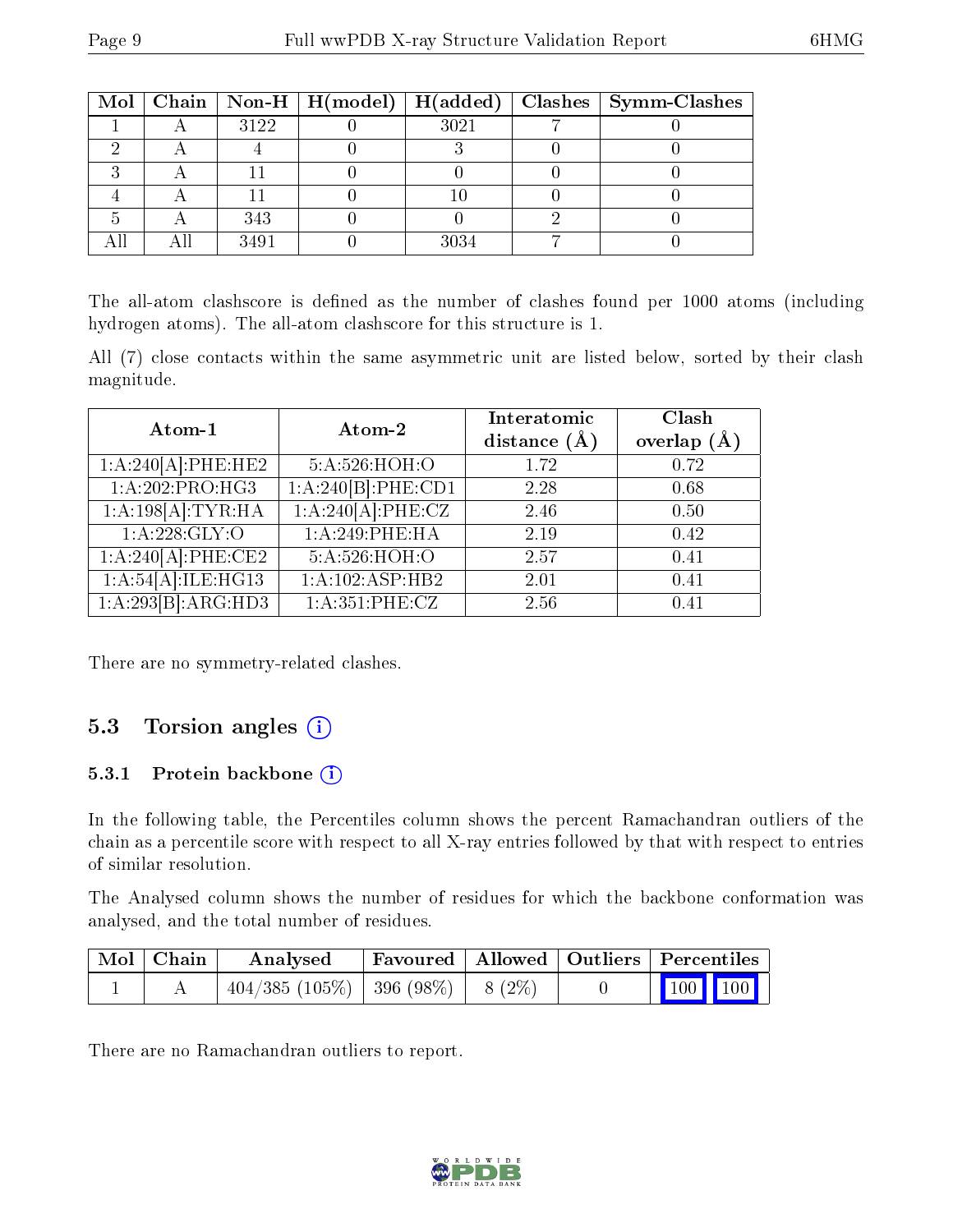| Mol | Chain | Non-H | H(model) | H(added) | Clashes | Symm-Clashes |
|---|---|---|---|---|---|---|
| 1 | A | 3122 | 0 | 3021 | 7 | 0 |
| 2 | A | 4 | 0 | 3 | 0 | 0 |
| 3 | A | 11 | 0 | 0 | 0 | 0 |
| 4 | A | 11 | 0 | 10 | 0 | 0 |
| 5 | A | 343 | 0 | 0 | 2 | 0 |
| All | All | 3491 | 0 | 3034 | 7 | 0 |

The all-atom clashscore is defined as the number of clashes found per 1000 atoms (including hydrogen atoms). The all-atom clashscore for this structure is 1.

All (7) close contacts within the same asymmetric unit are listed below, sorted by their clash magnitude.

| Atom-1 | Atom-2 | Interatomic distance (Å) | Clash overlap (Å) |
|---|---|---|---|
| 1:A:240[A]:PHE:HE2 | 5:A:526:HOH:O | 1.72 | 0.72 |
| 1:A:202:PRO:HG3 | 1:A:240[B]:PHE:CD1 | 2.28 | 0.68 |
| 1:A:198[A]:TYR:HA | 1:A:240[A]:PHE:CZ | 2.46 | 0.50 |
| 1:A:228:GLY:O | 1:A:249:PHE:HA | 2.19 | 0.42 |
| 1:A:240[A]:PHE:CE2 | 5:A:526:HOH:O | 2.57 | 0.41 |
| 1:A:54[A]:ILE:HG13 | 1:A:102:ASP:HB2 | 2.01 | 0.41 |
| 1:A:293[B]:ARG:HD3 | 1:A:351:PHE:CZ | 2.56 | 0.41 |

There are no symmetry-related clashes.

## 5.3 Torsion angles

### 5.3.1 Protein backbone

In the following table, the Percentiles column shows the percent Ramachandran outliers of the chain as a percentile score with respect to all X-ray entries followed by that with respect to entries of similar resolution.

The Analysed column shows the number of residues for which the backbone conformation was analysed, and the total number of residues.

| Mol | Chain | Analysed | Favoured | Allowed | Outliers | Percentiles | |
|---|---|---|---|---|---|---|---|
| 1 | A | 404/385 (105%) | 396 (98%) | 8 (2%) | 0 | 100 | 100 |

There are no Ramachandran outliers to report.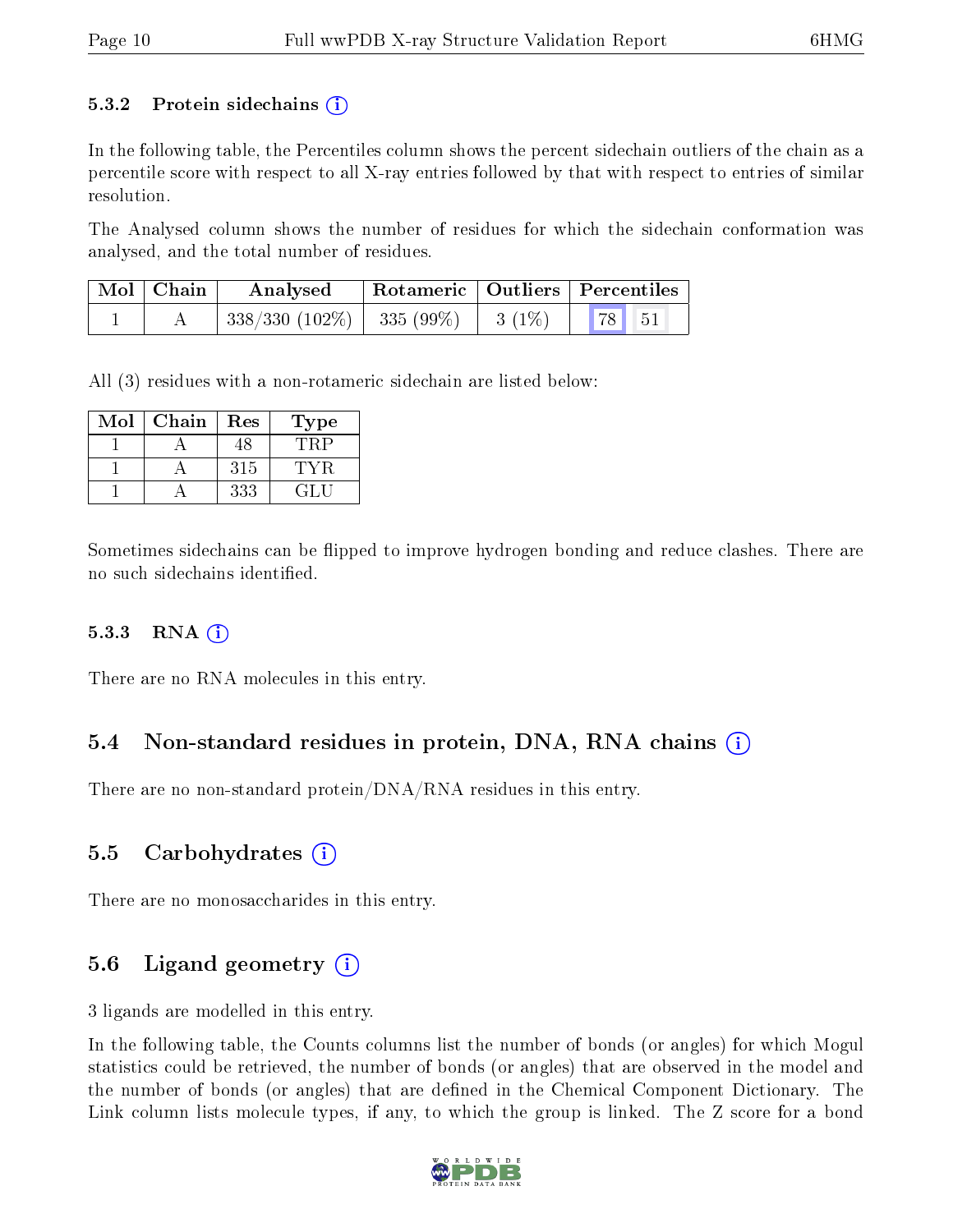### 5.3.2 Protein sidechains (i)

In the following table, the Percentiles column shows the percent sidechain outliers of the chain as a percentile score with respect to all X-ray entries followed by that with respect to entries of similar resolution.

The Analysed column shows the number of residues for which the sidechain conformation was analysed, and the total number of residues.

| Mol | Chain | Analysed | Rotameric | Outliers | Percentiles | |
|---|---|---|---|---|---|---|
| 1 | A | 338/330 (102%) | 335 (99%) | 3 (1%) | 78 | 51 |

All (3) residues with a non-rotameric sidechain are listed below:

| Mol | Chain | Res | Type |
|---|---|---|---|
| 1 | A | 48 | TRP |
| 1 | A | 315 | TYR |
| 1 | A | 333 | GLU |

Sometimes sidechains can be flipped to improve hydrogen bonding and reduce clashes. There are no such sidechains identified.

### 5.3.3 RNA (i)

There are no RNA molecules in this entry.

## 5.4 Non-standard residues in protein, DNA, RNA chains (i)

There are no non-standard protein/DNA/RNA residues in this entry.

## 5.5 Carbohydrates (i)

There are no monosaccharides in this entry.

## 5.6 Ligand geometry (i)

3 ligands are modelled in this entry.

In the following table, the Counts columns list the number of bonds (or angles) for which Mogul statistics could be retrieved, the number of bonds (or angles) that are observed in the model and the number of bonds (or angles) that are defined in the Chemical Component Dictionary. The Link column lists molecule types, if any, to which the group is linked. The Z score for a bond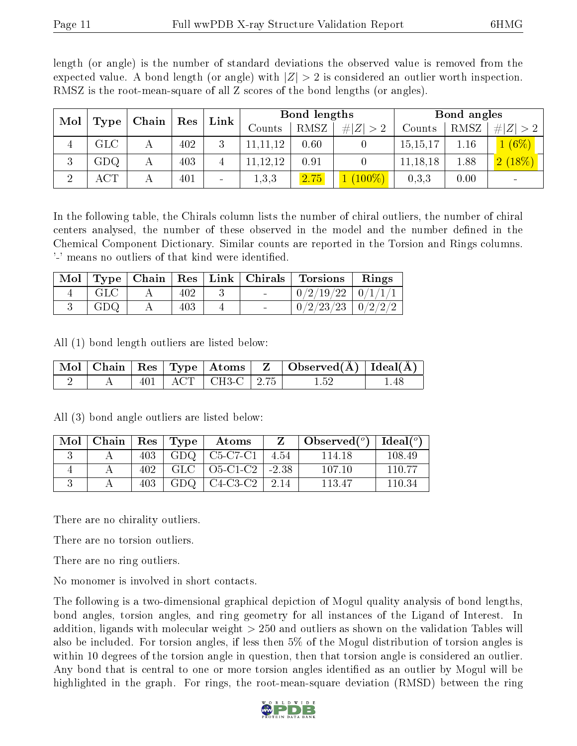length (or angle) is the number of standard deviations the observed value is removed from the expected value. A bond length (or angle) with $|Z| > 2$ is considered an outlier worth inspection. RMSZ is the root-mean-square of all Z scores of the bond lengths (or angles).

| Mol | Type | Chain | Res | Link | Bond lengths | | | Bond angles | | |
|---|---|---|---|---|---|---|---|---|---|---|
| | | | | | Counts | RMSZ | $\#\|Z\| > 2$ | Counts | RMSZ | $\#\|Z\| > 2$ |
| 4 | GLC | A | 402 | 3 | 11,11,12 | 0.60 | 0 | 15,15,17 | 1.16 | 1 (6%) |
| 3 | GDQ | A | 403 | 4 | 11,12,12 | 0.91 | 0 | 11,18,18 | 1.88 | 2 (18%) |
| 2 | ACT | A | 401 | - | 1,3,3 | 2.75 | 1 (100%) | 0,3,3 | 0.00 | - |

In the following table, the Chirals column lists the number of chiral outliers, the number of chiral centers analysed, the number of these observed in the model and the number defined in the Chemical Component Dictionary. Similar counts are reported in the Torsion and Rings columns. '-' means no outliers of that kind were identified.

| Mol | Type | Chain | Res | Link | Chirals | Torsions | Rings |
|---|---|---|---|---|---|---|---|
| 4 | GLC | A | 402 | 3 | - | 0/2/19/22 | 0/1/1/1 |
| 3 | GDQ | A | 403 | 4 | - | 0/2/23/23 | 0/2/2/2 |

All (1) bond length outliers are listed below:

| Mol | Chain | Res | Type | Atoms | Z | Observed(Å) | Ideal(Å) |
|---|---|---|---|---|---|---|---|
| 2 | A | 401 | ACT | CH3-C | 2.75 | 1.52 | 1.48 |

All (3) bond angle outliers are listed below:

| Mol | Chain | Res | Type | Atoms | Z | Observed(°) | Ideal(°) |
|---|---|---|---|---|---|---|---|
| 3 | A | 403 | GDQ | C5-C7-C1 | 4.54 | 114.18 | 108.49 |
| 4 | A | 402 | GLC | O5-C1-C2 | -2.38 | 107.10 | 110.77 |
| 3 | A | 403 | GDQ | C4-C3-C2 | 2.14 | 113.47 | 110.34 |

There are no chirality outliers.

There are no torsion outliers.

There are no ring outliers.

No monomer is involved in short contacts.

The following is a two-dimensional graphical depiction of Mogul quality analysis of bond lengths, bond angles, torsion angles, and ring geometry for all instances of the Ligand of Interest. In addition, ligands with molecular weight > 250 and outliers as shown on the validation Tables will also be included. For torsion angles, if less then 5% of the Mogul distribution of torsion angles is within 10 degrees of the torsion angle in question, then that torsion angle is considered an outlier. Any bond that is central to one or more torsion angles identified as an outlier by Mogul will be highlighted in the graph. For rings, the root-mean-square deviation (RMSD) between the ring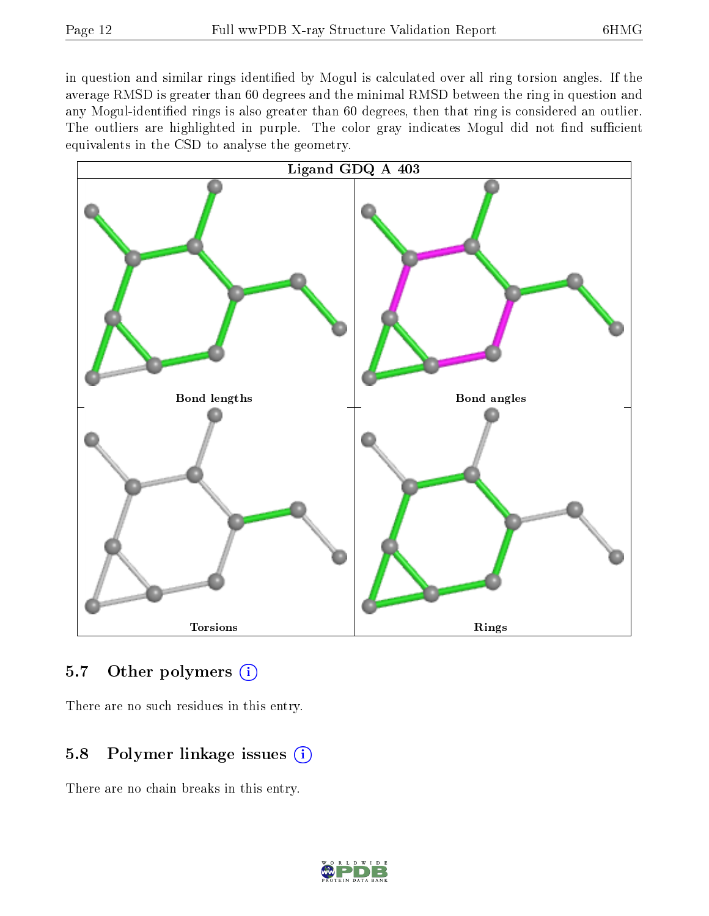in question and similar rings identified by Mogul is calculated over all ring torsion angles. If the average RMSD is greater than 60 degrees and the minimal RMSD between the ring in question and any Mogul-identified rings is also greater than 60 degrees, then that ring is considered an outlier. The outliers are highlighted in purple. The color gray indicates Mogul did not find sufficient equivalents in the CSD to analyse the geometry.

Ligand GDQ A 403

Bond lengths

Bond angles

Torsions

Rings

### 5.7 Other polymers

There are no such residues in this entry.

### 5.8 Polymer linkage issues

There are no chain breaks in this entry.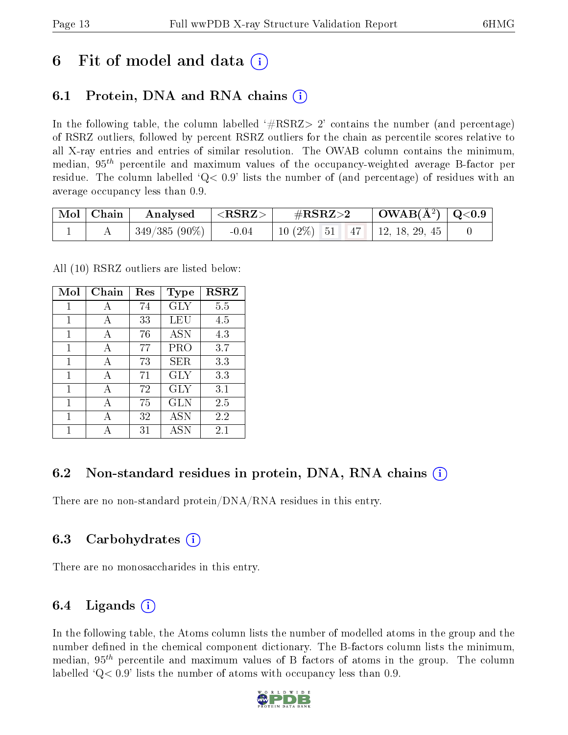# 6 Fit of model and data (i)

## 6.1 Protein, DNA and RNA chains (i)

In the following table, the column labelled '#RSRZ> 2' contains the number (and percentage) of RSRZ outliers, followed by percent RSRZ outliers for the chain as percentile scores relative to all X-ray entries and entries of similar resolution. The OWAB column contains the minimum, median, $95^{th}$ percentile and maximum values of the occupancy-weighted average B-factor per residue. The column labelled 'Q< 0.9' lists the number of (and percentage) of residues with an average occupancy less than 0.9.

| Mol | Chain | Analysed | <RSRZ> | #RSRZ>2 | | | OWAB(Å$^2$) | Q<0.9 |
|---|---|---|---|---|---|---|---|---|
| 1 | A | 349/385 (90%) | -0.04 | 10 (2%) | 51 | 47 | 12, 18, 29, 45 | 0 |

All (10) RSRZ outliers are listed below:

| Mol | Chain | Res | Type | RSRZ |
|---|---|---|---|---|
| 1 | A | 74 | GLY | 5.5 |
| 1 | A | 33 | LEU | 4.5 |
| 1 | A | 76 | ASN | 4.3 |
| 1 | A | 77 | PRO | 3.7 |
| 1 | A | 73 | SER | 3.3 |
| 1 | A | 71 | GLY | 3.3 |
| 1 | A | 72 | GLY | 3.1 |
| 1 | A | 75 | GLN | 2.5 |
| 1 | A | 32 | ASN | 2.2 |
| 1 | A | 31 | ASN | 2.1 |

## 6.2 Non-standard residues in protein, DNA, RNA chains (i)

There are no non-standard protein/DNA/RNA residues in this entry.

## 6.3 Carbohydrates (i)

There are no monosaccharides in this entry.

## 6.4 Ligands (i)

In the following table, the Atoms column lists the number of modelled atoms in the group and the number defined in the chemical component dictionary. The B-factors column lists the minimum, median, $95^{th}$ percentile and maximum values of B factors of atoms in the group. The column labelled 'Q< 0.9' lists the number of atoms with occupancy less than 0.9.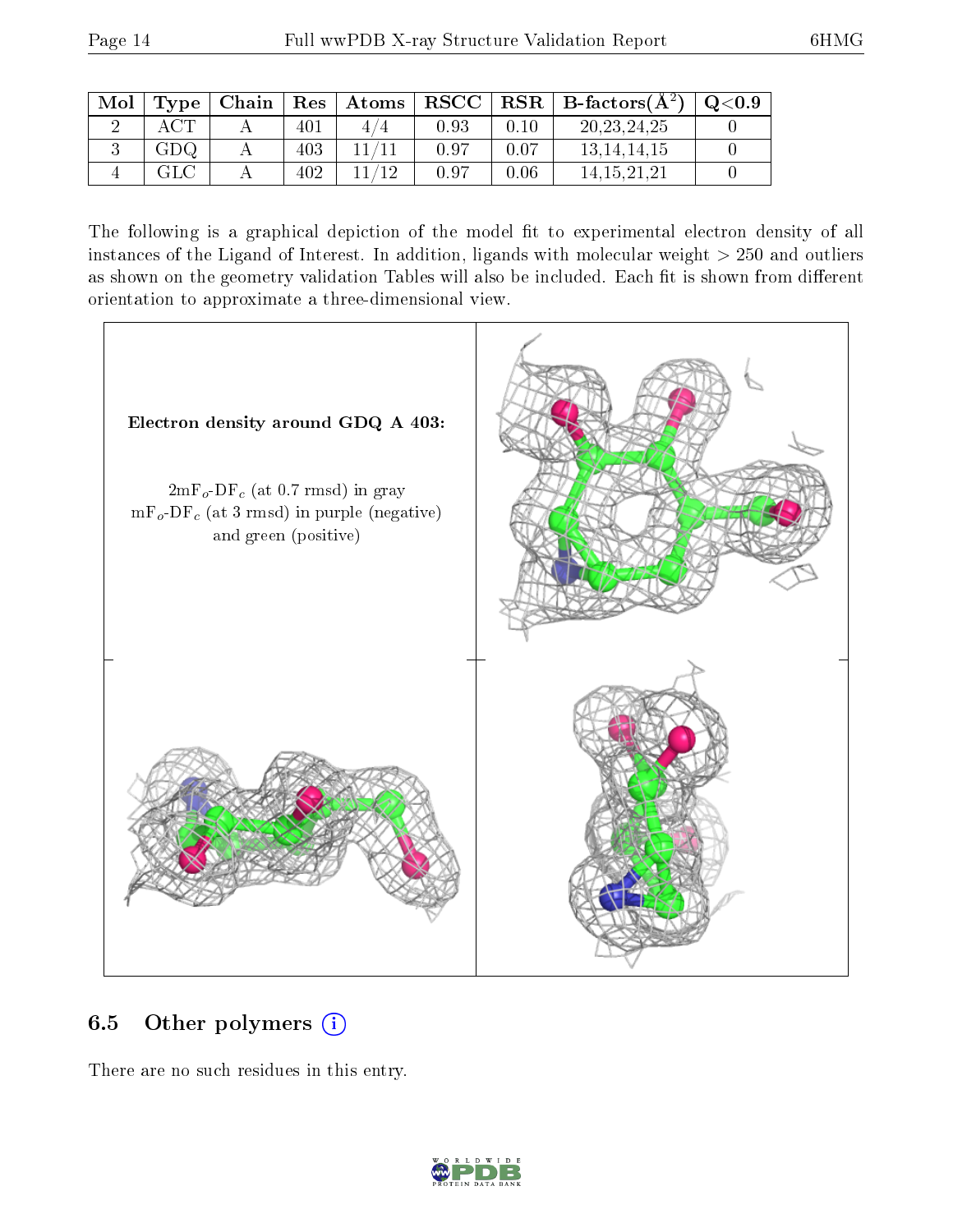| Mol | Type | Chain | Res | Atoms | RSCC | RSR | B-factors($\AA^2$) | Q<0.9 |
|---|---|---|---|---|---|---|---|---|
| 2 | ACT | A | 401 | 4/4 | 0.93 | 0.10 | 20,23,24,25 | 0 |
| 3 | GDQ | A | 403 | 11/11 | 0.97 | 0.07 | 13,14,14,15 | 0 |
| 4 | GLC | A | 402 | 11/12 | 0.97 | 0.06 | 14,15,21,21 | 0 |

The following is a graphical depiction of the model fit to experimental electron density of all instances of the Ligand of Interest. In addition, ligands with molecular weight > 250 and outliers as shown on the geometry validation Tables will also be included. Each fit is shown from different orientation to approximate a three-dimensional view.

**Electron density around GDQ A 403:**

$2mF_o$-$DF_c$ (at 0.7 rmsd) in gray
$mF_o$-$DF_c$ (at 3 rmsd) in purple (negative) and green (positive)

## 6.5 Other polymers

There are no such residues in this entry.